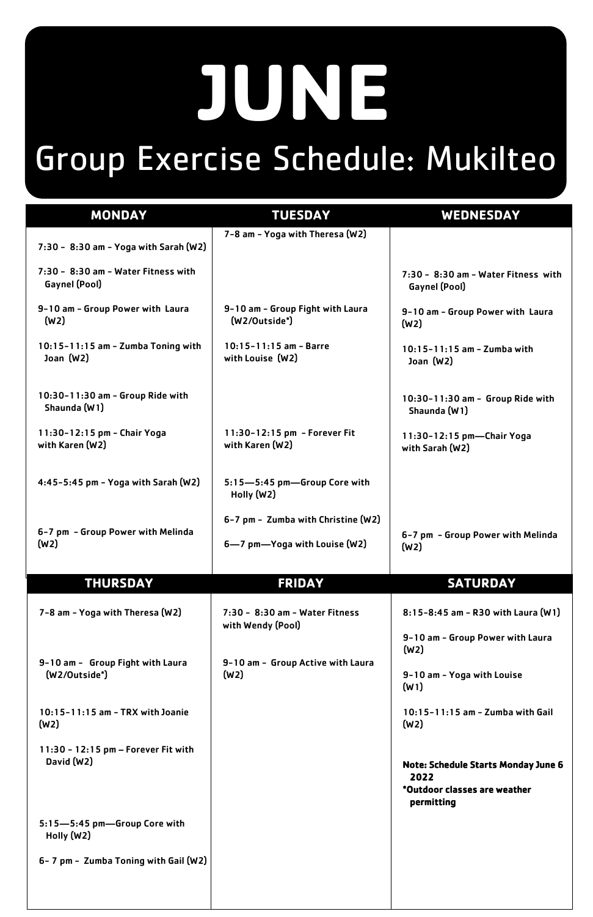# JUNE

## Group Exercise Schedule: Mukilteo

| MONDAY | TUESDAY | WEDNESDAY |
| --- | --- | --- |
| 7:30 - 8:30 am - Yoga with Sarah (W2) | 7-8 am - Yoga with Theresa (W2) | |
| 7:30 - 8:30 am - Water Fitness with Gaynel (Pool) | | 7:30 - 8:30 am - Water Fitness with Gaynel (Pool) |
| 9-10 am - Group Power with Laura (W2) | 9-10 am - Group Fight with Laura (W2/Outside*) | 9-10 am - Group Power with Laura (W2) |
| 10:15-11:15 am - Zumba Toning with Joan (W2) | 10:15-11:15 am - Barre with Louise (W2) | 10:15-11:15 am - Zumba with Joan (W2) |
| 10:30-11:30 am - Group Ride with Shaunda (W1) | | 10:30-11:30 am - Group Ride with Shaunda (W1) |
| 11:30-12:15 pm - Chair Yoga with Karen (W2) | 11:30-12:15 pm - Forever Fit with Karen (W2) | 11:30-12:15 pm—Chair Yoga with Sarah (W2) |
| 4:45-5:45 pm - Yoga with Sarah (W2) | 5:15—5:45 pm—Group Core with Holly (W2) | |
| 6-7 pm - Group Power with Melinda (W2) | 6-7 pm - Zumba with Christine (W2) | 6-7 pm - Group Power with Melinda (W2) |
| | 6—7 pm—Yoga with Louise (W2) | |

| THURSDAY | FRIDAY | SATURDAY |
| --- | --- | --- |
| 7-8 am - Yoga with Theresa (W2) | 7:30 - 8:30 am - Water Fitness with Wendy (Pool) | 8:15-8:45 am - R30 with Laura (W1) |
| 9-10 am - Group Fight with Laura (W2/Outside*) | 9-10 am - Group Active with Laura (W2) | 9-10 am - Group Power with Laura (W2) |
| | | 9-10 am - Yoga with Louise (W1) |
| 10:15-11:15 am - TRX with Joanie (W2) | | 10:15-11:15 am - Zumba with Gail (W2) |
| 11:30 - 12:15 pm – Forever Fit with David (W2) | | **Note: Schedule Starts Monday June 6 2022** |
| 5:15—5:45 pm—Group Core with Holly (W2) | | ***Outdoor classes are weather permitting** |
| 6- 7 pm - Zumba Toning with Gail (W2) | | |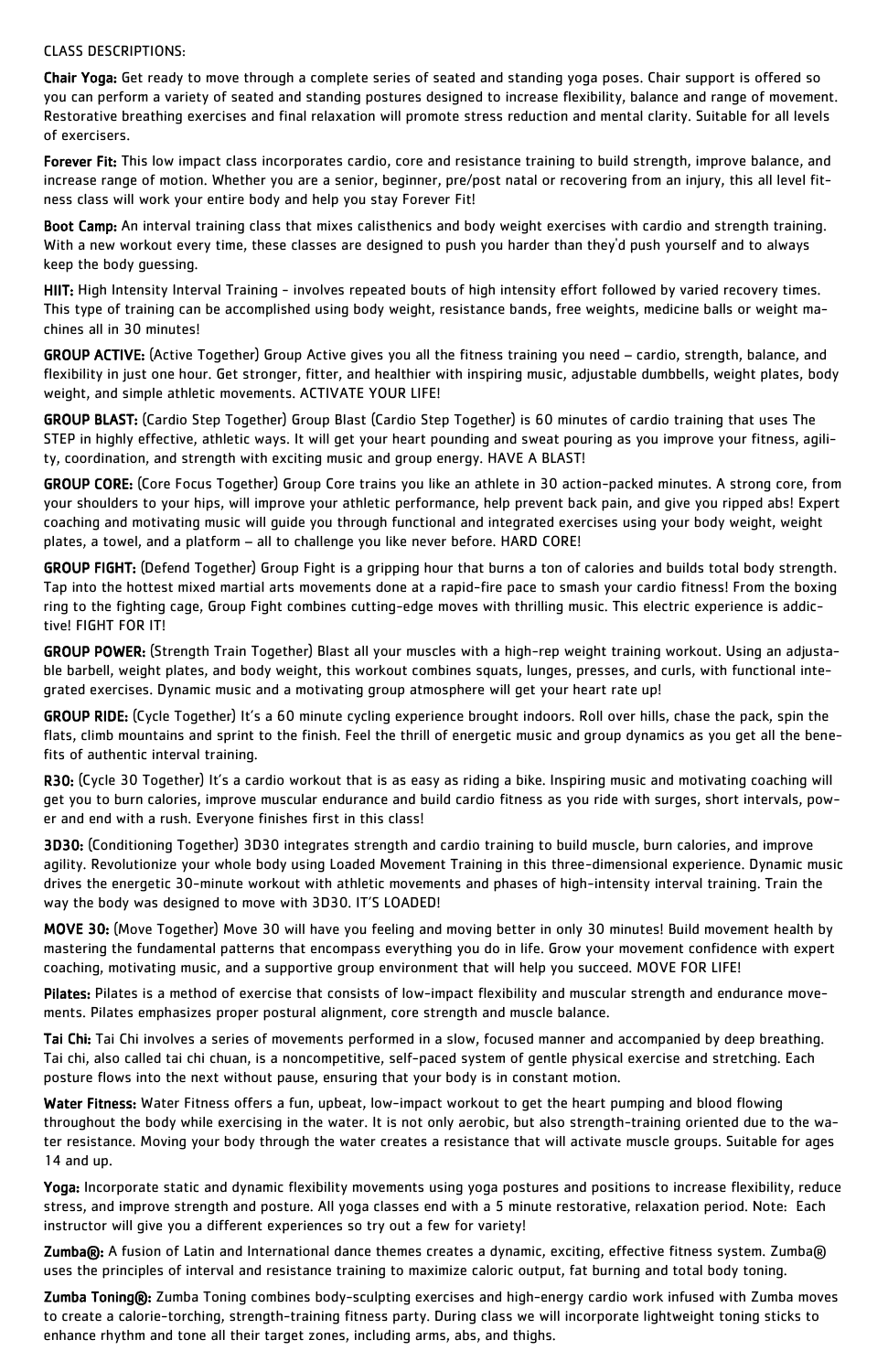CLASS DESCRIPTIONS:

**Chair Yoga:** Get ready to move through a complete series of seated and standing yoga poses. Chair support is offered so you can perform a variety of seated and standing postures designed to increase flexibility, balance and range of movement. Restorative breathing exercises and final relaxation will promote stress reduction and mental clarity. Suitable for all levels of exercisers.

**Forever Fit:** This low impact class incorporates cardio, core and resistance training to build strength, improve balance, and increase range of motion. Whether you are a senior, beginner, pre/post natal or recovering from an injury, this all level fitness class will work your entire body and help you stay Forever Fit!

**Boot Camp:** An interval training class that mixes calisthenics and body weight exercises with cardio and strength training. With a new workout every time, these classes are designed to push you harder than they'd push yourself and to always keep the body guessing.

**HIIT:** High Intensity Interval Training - involves repeated bouts of high intensity effort followed by varied recovery times. This type of training can be accomplished using body weight, resistance bands, free weights, medicine balls or weight machines all in 30 minutes!

**GROUP ACTIVE:** (Active Together) Group Active gives you all the fitness training you need – cardio, strength, balance, and flexibility in just one hour. Get stronger, fitter, and healthier with inspiring music, adjustable dumbbells, weight plates, body weight, and simple athletic movements. ACTIVATE YOUR LIFE!

**GROUP BLAST:** (Cardio Step Together) Group Blast (Cardio Step Together) is 60 minutes of cardio training that uses The STEP in highly effective, athletic ways. It will get your heart pounding and sweat pouring as you improve your fitness, agility, coordination, and strength with exciting music and group energy. HAVE A BLAST!

**GROUP CORE:** (Core Focus Together) Group Core trains you like an athlete in 30 action-packed minutes. A strong core, from your shoulders to your hips, will improve your athletic performance, help prevent back pain, and give you ripped abs! Expert coaching and motivating music will guide you through functional and integrated exercises using your body weight, weight plates, a towel, and a platform – all to challenge you like never before. HARD CORE!

**GROUP FIGHT:** (Defend Together) Group Fight is a gripping hour that burns a ton of calories and builds total body strength. Tap into the hottest mixed martial arts movements done at a rapid-fire pace to smash your cardio fitness! From the boxing ring to the fighting cage, Group Fight combines cutting-edge moves with thrilling music. This electric experience is addictive! FIGHT FOR IT!

**GROUP POWER:** (Strength Train Together) Blast all your muscles with a high-rep weight training workout. Using an adjustable barbell, weight plates, and body weight, this workout combines squats, lunges, presses, and curls, with functional integrated exercises. Dynamic music and a motivating group atmosphere will get your heart rate up!

**GROUP RIDE:** (Cycle Together) It's a 60 minute cycling experience brought indoors. Roll over hills, chase the pack, spin the flats, climb mountains and sprint to the finish. Feel the thrill of energetic music and group dynamics as you get all the benefits of authentic interval training.

**R30:** (Cycle 30 Together) It's a cardio workout that is as easy as riding a bike. Inspiring music and motivating coaching will get you to burn calories, improve muscular endurance and build cardio fitness as you ride with surges, short intervals, power and end with a rush. Everyone finishes first in this class!

**3D30:** (Conditioning Together) 3D30 integrates strength and cardio training to build muscle, burn calories, and improve agility. Revolutionize your whole body using Loaded Movement Training in this three-dimensional experience. Dynamic music drives the energetic 30-minute workout with athletic movements and phases of high-intensity interval training. Train the way the body was designed to move with 3D30. IT'S LOADED!

**MOVE 30:** (Move Together) Move 30 will have you feeling and moving better in only 30 minutes! Build movement health by mastering the fundamental patterns that encompass everything you do in life. Grow your movement confidence with expert coaching, motivating music, and a supportive group environment that will help you succeed. MOVE FOR LIFE!

**Pilates:** Pilates is a method of exercise that consists of low-impact flexibility and muscular strength and endurance movements. Pilates emphasizes proper postural alignment, core strength and muscle balance.

**Tai Chi:** Tai Chi involves a series of movements performed in a slow, focused manner and accompanied by deep breathing. Tai chi, also called tai chi chuan, is a noncompetitive, self-paced system of gentle physical exercise and stretching. Each posture flows into the next without pause, ensuring that your body is in constant motion.

**Water Fitness:** Water Fitness offers a fun, upbeat, low-impact workout to get the heart pumping and blood flowing throughout the body while exercising in the water. It is not only aerobic, but also strength-training oriented due to the water resistance. Moving your body through the water creates a resistance that will activate muscle groups. Suitable for ages 14 and up.

**Yoga:** Incorporate static and dynamic flexibility movements using yoga postures and positions to increase flexibility, reduce stress, and improve strength and posture. All yoga classes end with a 5 minute restorative, relaxation period. Note: Each instructor will give you a different experiences so try out a few for variety!

**Zumba®:** A fusion of Latin and International dance themes creates a dynamic, exciting, effective fitness system. Zumba® uses the principles of interval and resistance training to maximize caloric output, fat burning and total body toning.

**Zumba Toning®:** Zumba Toning combines body-sculpting exercises and high-energy cardio work infused with Zumba moves to create a calorie-torching, strength-training fitness party. During class we will incorporate lightweight toning sticks to enhance rhythm and tone all their target zones, including arms, abs, and thighs.